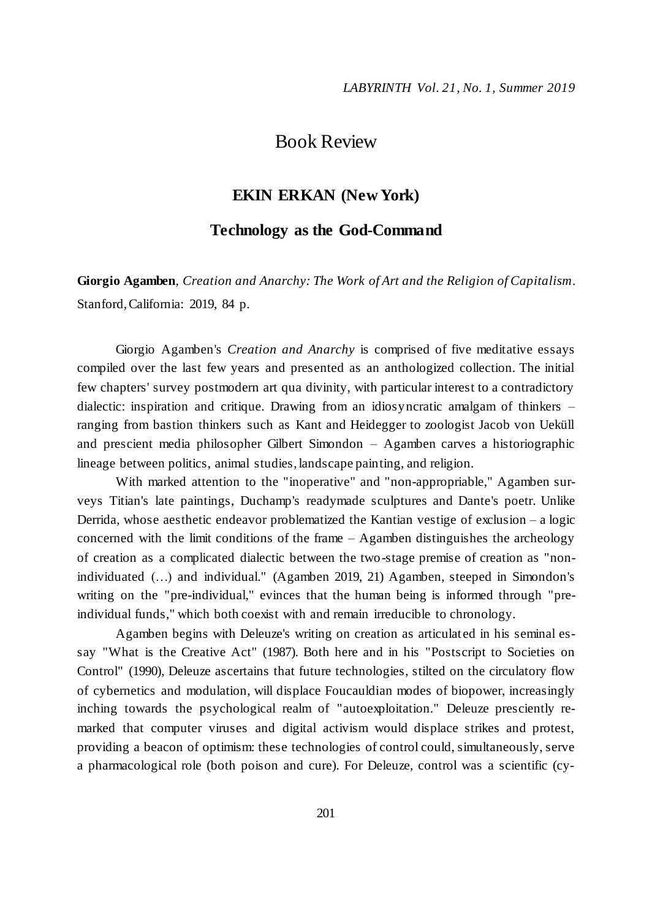# Book Review

## EKIN ERKAN (New York)

## Technology as the God-Command

**Giorgio Agamben**, *Creation and Anarchy: The Work of Art and the Religion of Capitalism*. Stanford, California: 2019, 84 p.

Giorgio Agamben's *Creation and Anarchy* is comprised of five meditative essays compiled over the last few years and presented as an anthologized collection. The initial few chapters' survey postmodern art qua divinity, with particular interest to a contradictory dialectic: inspiration and critique. Drawing from an idiosyncratic amalgam of thinkers – ranging from bastion thinkers such as Kant and Heidegger to zoologist Jacob von Ueküll and prescient media philosopher Gilbert Simondon – Agamben carves a historiographic lineage between politics, animal studies, landscape painting, and religion.

With marked attention to the "inoperative" and "non-appropriable," Agamben surveys Titian's late paintings, Duchamp's readymade sculptures and Dante's poetr. Unlike Derrida, whose aesthetic endeavor problematized the Kantian vestige of exclusion – a logic concerned with the limit conditions of the frame – Agamben distinguishes the archeology of creation as a complicated dialectic between the two-stage premise of creation as "non-individuated (…) and individual." (Agamben 2019, 21) Agamben, steeped in Simondon's writing on the "pre-individual," evinces that the human being is informed through "pre-individual funds," which both coexist with and remain irreducible to chronology.

Agamben begins with Deleuze's writing on creation as articulated in his seminal essay "What is the Creative Act" (1987). Both here and in his "Postscript to Societies on Control" (1990), Deleuze ascertains that future technologies, stilted on the circulatory flow of cybernetics and modulation, will displace Foucauldian modes of biopower, increasingly inching towards the psychological realm of "autoexploitation." Deleuze presciently remarked that computer viruses and digital activism would displace strikes and protest, providing a beacon of optimism: these technologies of control could, simultaneously, serve a pharmacological role (both poison and cure). For Deleuze, control was a scientific (cy-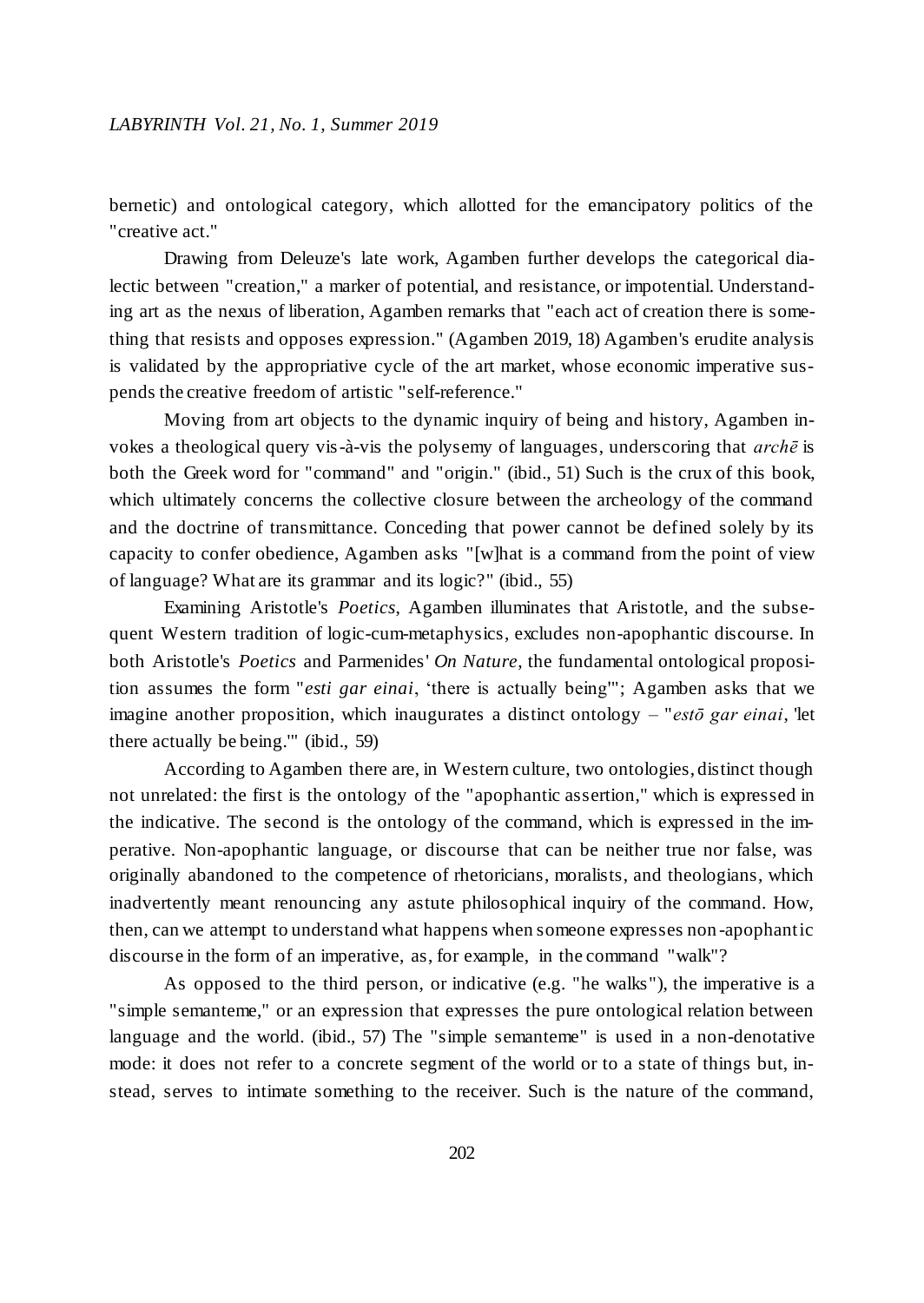bernetic) and ontological category, which allotted for the emancipatory politics of the "creative act."

Drawing from Deleuze's late work, Agamben further develops the categorical dialectic between "creation," a marker of potential, and resistance, or impotential. Understanding art as the nexus of liberation, Agamben remarks that "each act of creation there is something that resists and opposes expression." (Agamben 2019, 18) Agamben's erudite analysis is validated by the appropriative cycle of the art market, whose economic imperative suspends the creative freedom of artistic "self-reference."

Moving from art objects to the dynamic inquiry of being and history, Agamben invokes a theological query vis-à-vis the polysemy of languages, underscoring that *archē* is both the Greek word for "command" and "origin." (ibid., 51) Such is the crux of this book, which ultimately concerns the collective closure between the archeology of the command and the doctrine of transmittance. Conceding that power cannot be defined solely by its capacity to confer obedience, Agamben asks "[w]hat is a command from the point of view of language? What are its grammar and its logic?" (ibid., 55)

Examining Aristotle's *Poetics*, Agamben illuminates that Aristotle, and the subsequent Western tradition of logic-cum-metaphysics, excludes non-apophantic discourse. In both Aristotle's *Poetics* and Parmenides' *On Nature*, the fundamental ontological proposition assumes the form "*esti gar einai*, 'there is actually being'"; Agamben asks that we imagine another proposition, which inaugurates a distinct ontology – "*estō gar einai*, 'let there actually be being.'" (ibid., 59)

According to Agamben there are, in Western culture, two ontologies, distinct though not unrelated: the first is the ontology of the "apophantic assertion," which is expressed in the indicative. The second is the ontology of the command, which is expressed in the imperative. Non-apophantic language, or discourse that can be neither true nor false, was originally abandoned to the competence of rhetoricians, moralists, and theologians, which inadvertently meant renouncing any astute philosophical inquiry of the command. How, then, can we attempt to understand what happens when someone expresses non-apophantic discourse in the form of an imperative, as, for example, in the command "walk"?

As opposed to the third person, or indicative (e.g. "he walks"), the imperative is a "simple semanteme," or an expression that expresses the pure ontological relation between language and the world. (ibid., 57) The "simple semanteme" is used in a non-denotative mode: it does not refer to a concrete segment of the world or to a state of things but, instead, serves to intimate something to the receiver. Such is the nature of the command,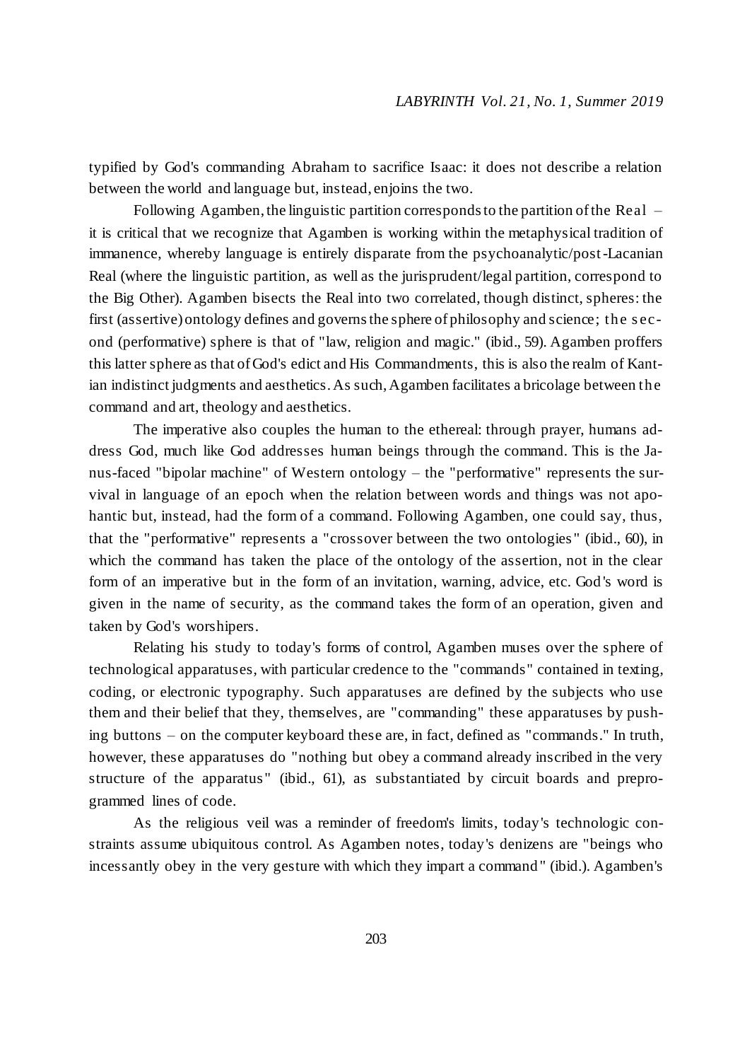typified by God's commanding Abraham to sacrifice Isaac: it does not describe a relation between the world and language but, instead, enjoins the two.

Following Agamben, the linguistic partition corresponds to the partition of the Real – it is critical that we recognize that Agamben is working within the metaphysical tradition of immanence, whereby language is entirely disparate from the psychoanalytic/post-Lacanian Real (where the linguistic partition, as well as the jurisprudent/legal partition, correspond to the Big Other). Agamben bisects the Real into two correlated, though distinct, spheres: the first (assertive) ontology defines and governs the sphere of philosophy and science; the second (performative) sphere is that of "law, religion and magic." (ibid., 59). Agamben proffers this latter sphere as that of God's edict and His Commandments, this is also the realm of Kantian indistinct judgments and aesthetics. As such, Agamben facilitates a bricolage between the command and art, theology and aesthetics.

The imperative also couples the human to the ethereal: through prayer, humans address God, much like God addresses human beings through the command. This is the Janus-faced "bipolar machine" of Western ontology – the "performative" represents the survival in language of an epoch when the relation between words and things was not apohantic but, instead, had the form of a command. Following Agamben, one could say, thus, that the "performative" represents a "crossover between the two ontologies" (ibid., 60), in which the command has taken the place of the ontology of the assertion, not in the clear form of an imperative but in the form of an invitation, warning, advice, etc. God's word is given in the name of security, as the command takes the form of an operation, given and taken by God's worshipers.

Relating his study to today's forms of control, Agamben muses over the sphere of technological apparatuses, with particular credence to the "commands" contained in texting, coding, or electronic typography. Such apparatuses are defined by the subjects who use them and their belief that they, themselves, are "commanding" these apparatuses by pushing buttons – on the computer keyboard these are, in fact, defined as "commands." In truth, however, these apparatuses do "nothing but obey a command already inscribed in the very structure of the apparatus" (ibid., 61), as substantiated by circuit boards and preprogrammed lines of code.

As the religious veil was a reminder of freedom's limits, today's technologic constraints assume ubiquitous control. As Agamben notes, today's denizens are "beings who incessantly obey in the very gesture with which they impart a command" (ibid.). Agamben's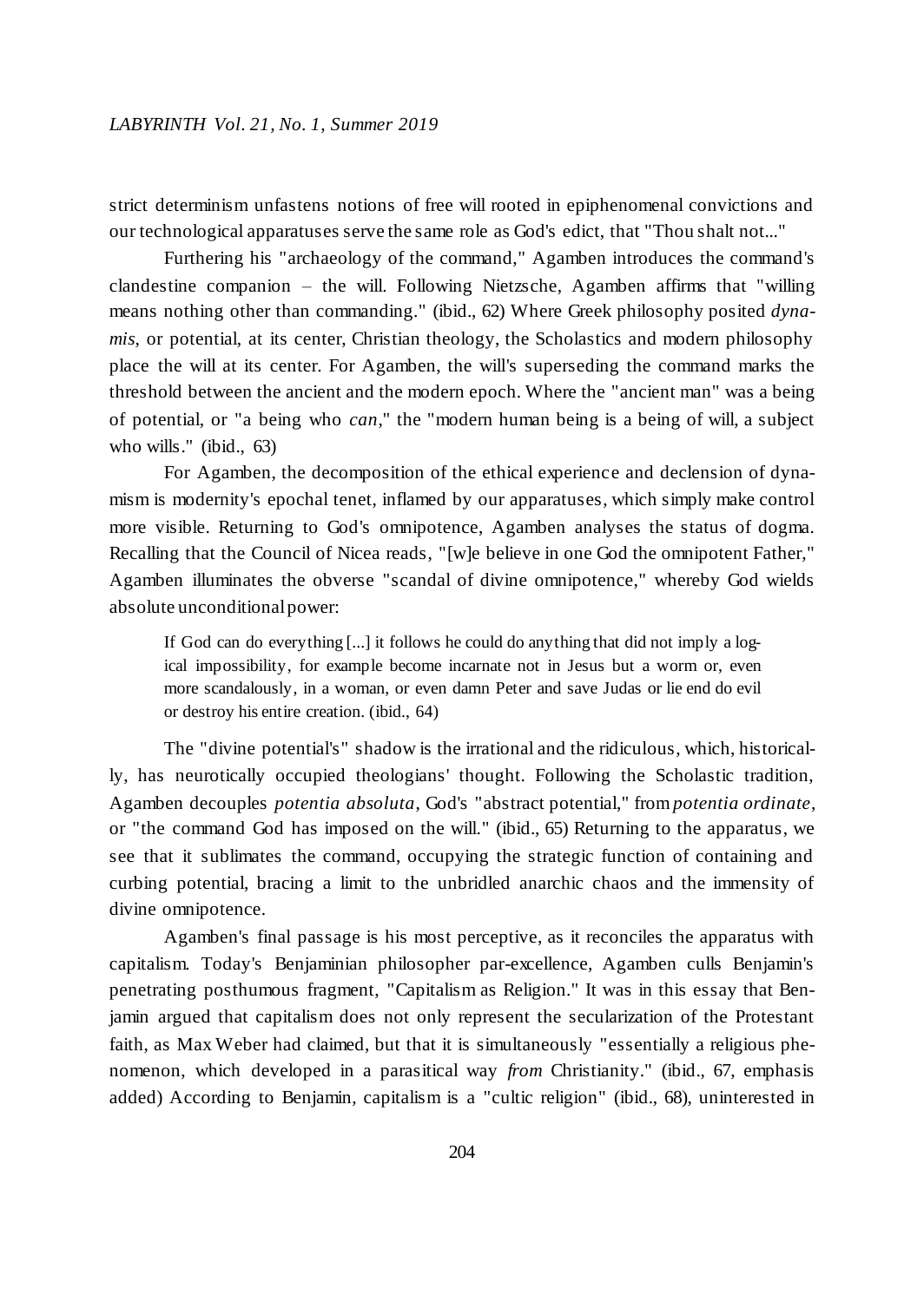strict determinism unfastens notions of free will rooted in epiphenomenal convictions and our technological apparatuses serve the same role as God's edict, that "Thou shalt not..."

Furthering his "archaeology of the command," Agamben introduces the command's clandestine companion – the will. Following Nietzsche, Agamben affirms that "willing means nothing other than commanding." (ibid., 62) Where Greek philosophy posited *dynamis*, or potential, at its center, Christian theology, the Scholastics and modern philosophy place the will at its center. For Agamben, the will's superseding the command marks the threshold between the ancient and the modern epoch. Where the "ancient man" was a being of potential, or "a being who *can*," the "modern human being is a being of will, a subject who wills." (ibid., 63)

For Agamben, the decomposition of the ethical experience and declension of dynamism is modernity's epochal tenet, inflamed by our apparatuses, which simply make control more visible. Returning to God's omnipotence, Agamben analyses the status of dogma. Recalling that the Council of Nicea reads, "[w]e believe in one God the omnipotent Father," Agamben illuminates the obverse "scandal of divine omnipotence," whereby God wields absolute unconditional power:

> If God can do everything [...] it follows he could do anything that did not imply a logical impossibility, for example become incarnate not in Jesus but a worm or, even more scandalously, in a woman, or even damn Peter and save Judas or lie end do evil or destroy his entire creation. (ibid., 64)

The "divine potential's" shadow is the irrational and the ridiculous, which, historically, has neurotically occupied theologians' thought. Following the Scholastic tradition, Agamben decouples *potentia absoluta*, God's "abstract potential," from *potentia ordinate*, or "the command God has imposed on the will." (ibid., 65) Returning to the apparatus, we see that it sublimates the command, occupying the strategic function of containing and curbing potential, bracing a limit to the unbridled anarchic chaos and the immensity of divine omnipotence.

Agamben's final passage is his most perceptive, as it reconciles the apparatus with capitalism. Today's Benjaminian philosopher par-excellence, Agamben culls Benjamin's penetrating posthumous fragment, "Capitalism as Religion." It was in this essay that Benjamin argued that capitalism does not only represent the secularization of the Protestant faith, as Max Weber had claimed, but that it is simultaneously "essentially a religious phenomenon, which developed in a parasitical way *from* Christianity." (ibid., 67, emphasis added) According to Benjamin, capitalism is a "cultic religion" (ibid., 68), uninterested in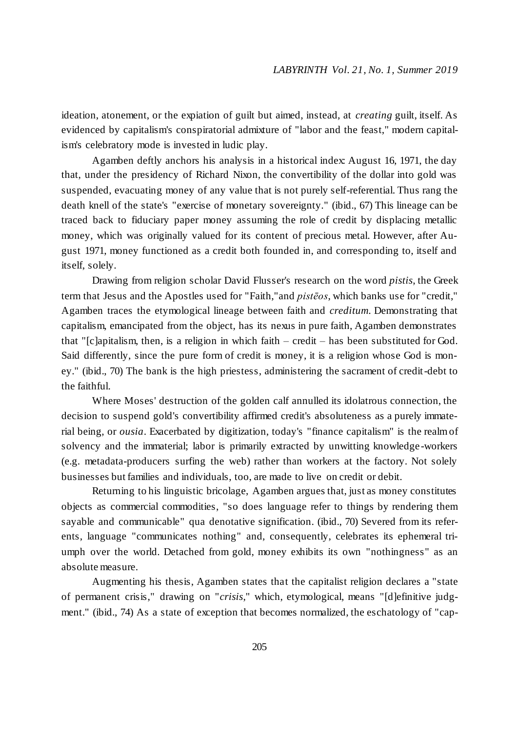ideation, atonement, or the expiation of guilt but aimed, instead, at *creating* guilt, itself. As evidenced by capitalism's conspiratorial admixture of "labor and the feast," modern capitalism's celebratory mode is invested in ludic play.

Agamben deftly anchors his analysis in a historical index: August 16, 1971, the day that, under the presidency of Richard Nixon, the convertibility of the dollar into gold was suspended, evacuating money of any value that is not purely self-referential. Thus rang the death knell of the state's "exercise of monetary sovereignty." (ibid., 67) This lineage can be traced back to fiduciary paper money assuming the role of credit by displacing metallic money, which was originally valued for its content of precious metal. However, after August 1971, money functioned as a credit both founded in, and corresponding to, itself and itself, solely.

Drawing from religion scholar David Flusser's research on the word *pistis*, the Greek term that Jesus and the Apostles used for "Faith,"and *pistēos*, which banks use for "credit," Agamben traces the etymological lineage between faith and *creditum*. Demonstrating that capitalism, emancipated from the object, has its nexus in pure faith, Agamben demonstrates that "[c]apitalism, then, is a religion in which faith – credit – has been substituted for God. Said differently, since the pure form of credit is money, it is a religion whose God is money." (ibid., 70) The bank is the high priestess, administering the sacrament of credit-debt to the faithful.

Where Moses' destruction of the golden calf annulled its idolatrous connection, the decision to suspend gold's convertibility affirmed credit's absoluteness as a purely immaterial being, or *ousia*. Exacerbated by digitization, today's "finance capitalism" is the realm of solvency and the immaterial; labor is primarily extracted by unwitting knowledge-workers (e.g. metadata-producers surfing the web) rather than workers at the factory. Not solely businesses but families and individuals, too, are made to live on credit or debit.

Returning to his linguistic bricolage, Agamben argues that, just as money constitutes objects as commercial commodities, "so does language refer to things by rendering them sayable and communicable" qua denotative signification. (ibid., 70) Severed from its referents, language "communicates nothing" and, consequently, celebrates its ephemeral triumph over the world. Detached from gold, money exhibits its own "nothingness" as an absolute measure.

Augmenting his thesis, Agamben states that the capitalist religion declares a "state of permanent crisis," drawing on "*crisis*," which, etymological, means "[d]efinitive judgment." (ibid., 74) As a state of exception that becomes normalized, the eschatology of "cap-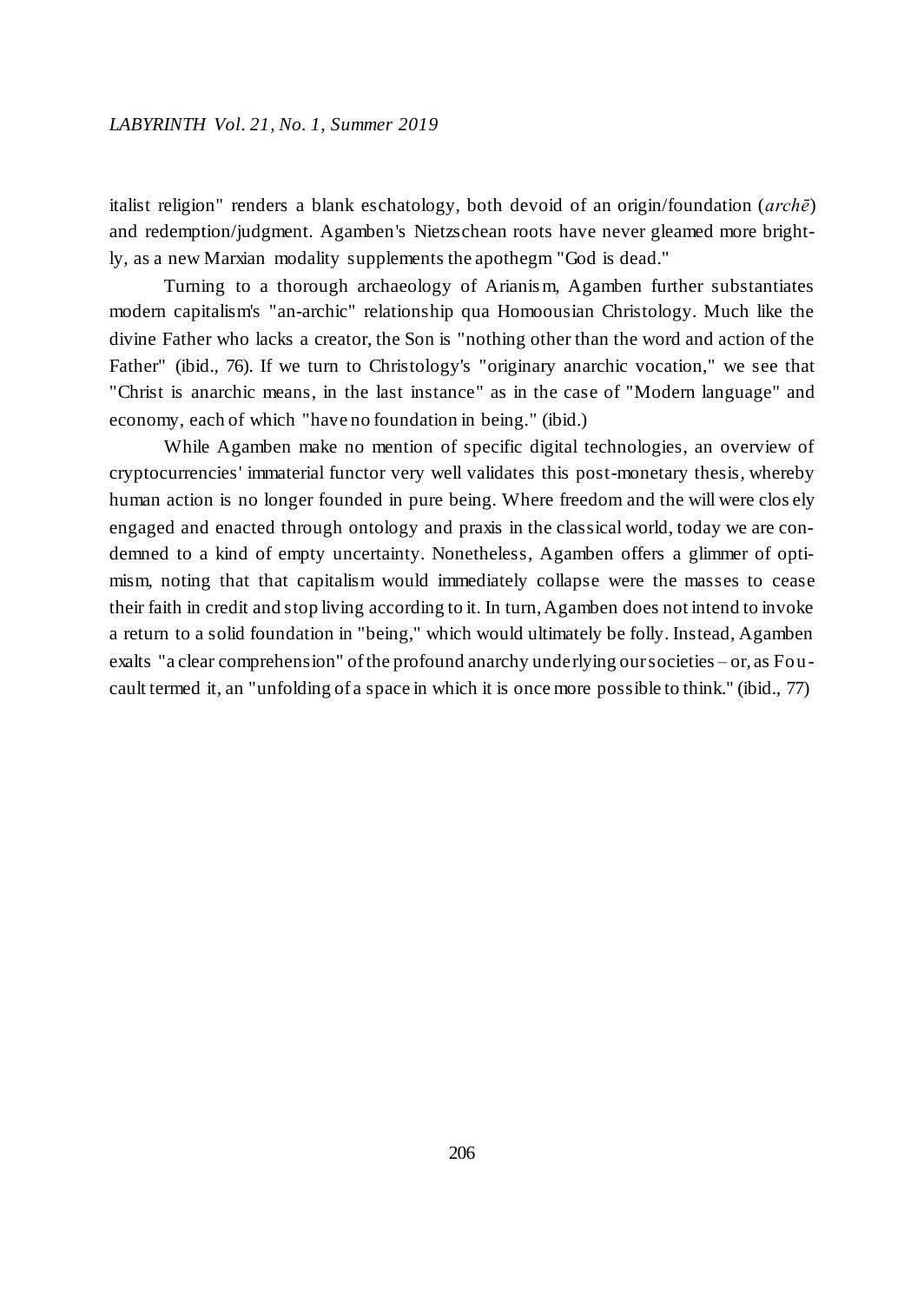italist religion" renders a blank eschatology, both devoid of an origin/foundation (*archē*) and redemption/judgment. Agamben's Nietzschean roots have never gleamed more brightly, as a new Marxian modality supplements the apothegm "God is dead."

Turning to a thorough archaeology of Arianism, Agamben further substantiates modern capitalism's "an-archic" relationship qua Homoousian Christology. Much like the divine Father who lacks a creator, the Son is "nothing other than the word and action of the Father" (ibid., 76). If we turn to Christology's "originary anarchic vocation," we see that "Christ is anarchic means, in the last instance" as in the case of "Modern language" and economy, each of which "have no foundation in being." (ibid.)

While Agamben make no mention of specific digital technologies, an overview of cryptocurrencies' immaterial functor very well validates this post-monetary thesis, whereby human action is no longer founded in pure being. Where freedom and the will were closely engaged and enacted through ontology and praxis in the classical world, today we are condemned to a kind of empty uncertainty. Nonetheless, Agamben offers a glimmer of optimism, noting that that capitalism would immediately collapse were the masses to cease their faith in credit and stop living according to it. In turn, Agamben does not intend to invoke a return to a solid foundation in "being," which would ultimately be folly. Instead, Agamben exalts "a clear comprehension" of the profound anarchy underlying our societies – or, as Foucault termed it, an "unfolding of a space in which it is once more possible to think." (ibid., 77)